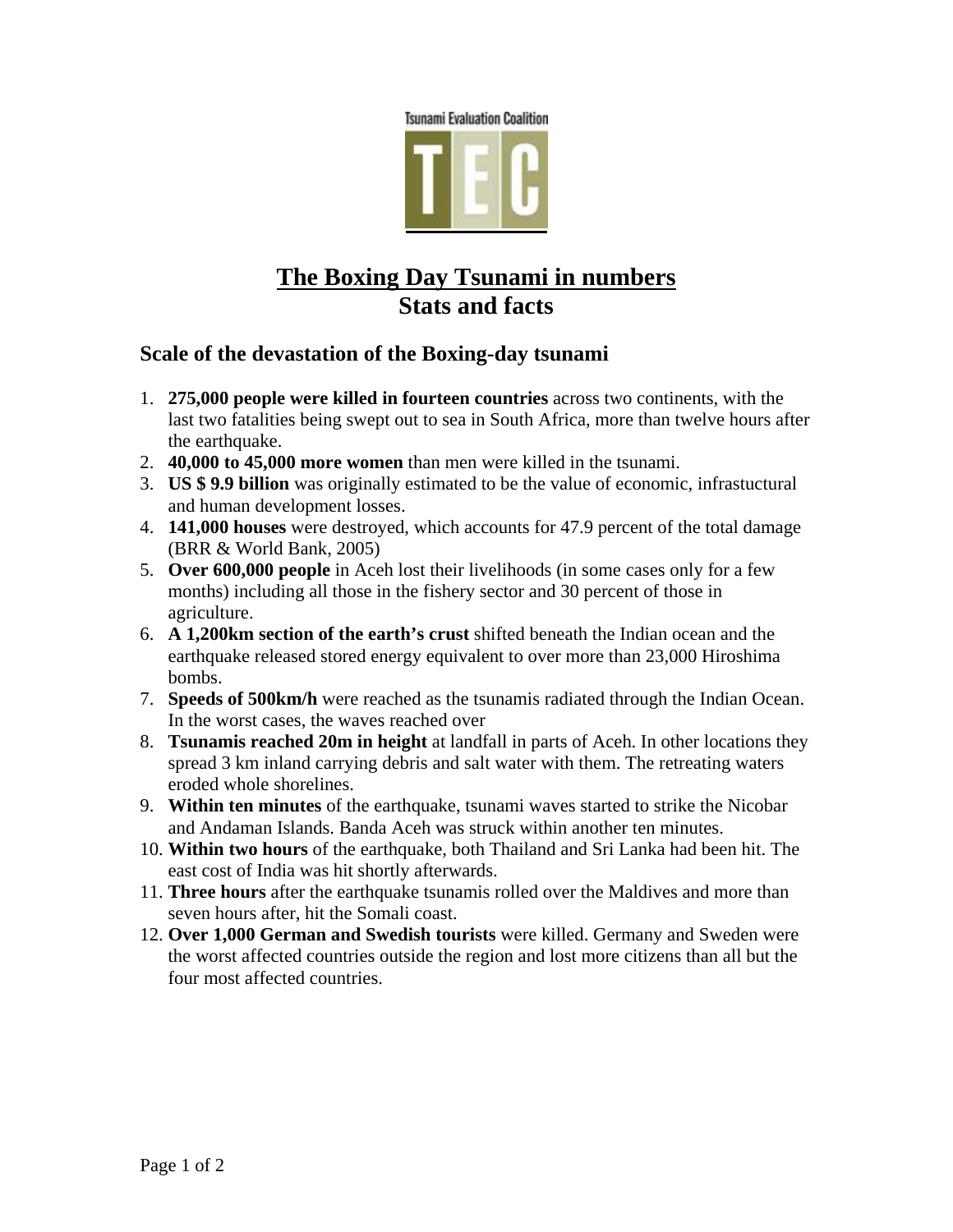Tsunami Evaluation Coalition

TEC

# The Boxing Day Tsunami in numbers
# Stats and facts

## Scale of the devastation of the Boxing-day tsunami

1. **275,000 people were killed in fourteen countries** across two continents, with the last two fatalities being swept out to sea in South Africa, more than twelve hours after the earthquake.
2. **40,000 to 45,000 more women** than men were killed in the tsunami.
3. **US $ 9.9 billion** was originally estimated to be the value of economic, infrastuctural and human development losses.
4. **141,000 houses** were destroyed, which accounts for 47.9 percent of the total damage (BRR & World Bank, 2005)
5. **Over 600,000 people** in Aceh lost their livelihoods (in some cases only for a few months) including all those in the fishery sector and 30 percent of those in agriculture.
6. **A 1,200km section of the earth's crust** shifted beneath the Indian ocean and the earthquake released stored energy equivalent to over more than 23,000 Hiroshima bombs.
7. **Speeds of 500km/h** were reached as the tsunamis radiated through the Indian Ocean. In the worst cases, the waves reached over
8. **Tsunamis reached 20m in height** at landfall in parts of Aceh. In other locations they spread 3 km inland carrying debris and salt water with them. The retreating waters eroded whole shorelines.
9. **Within ten minutes** of the earthquake, tsunami waves started to strike the Nicobar and Andaman Islands. Banda Aceh was struck within another ten minutes.
10. **Within two hours** of the earthquake, both Thailand and Sri Lanka had been hit. The east cost of India was hit shortly afterwards.
11. **Three hours** after the earthquake tsunamis rolled over the Maldives and more than seven hours after, hit the Somali coast.
12. **Over 1,000 German and Swedish tourists** were killed. Germany and Sweden were the worst affected countries outside the region and lost more citizens than all but the four most affected countries.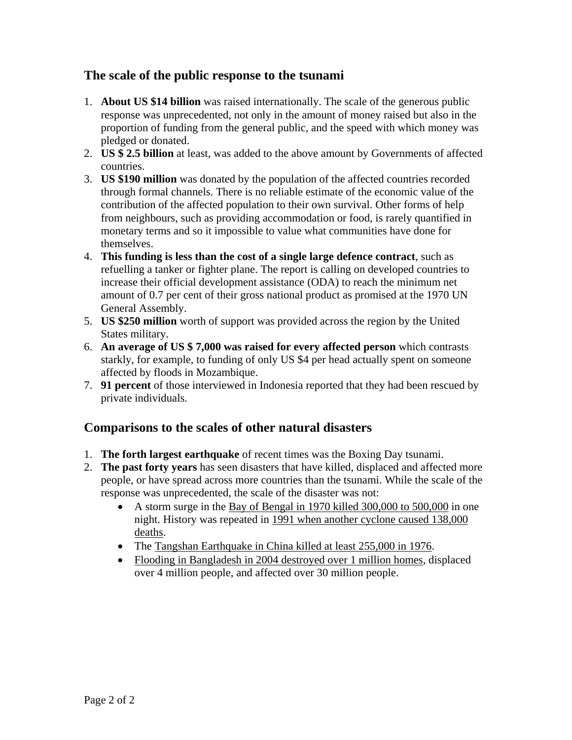## The scale of the public response to the tsunami

1. **About US $14 billion** was raised internationally. The scale of the generous public response was unprecedented, not only in the amount of money raised but also in the proportion of funding from the general public, and the speed with which money was pledged or donated.
2. **US $ 2.5 billion** at least, was added to the above amount by Governments of affected countries.
3. **US $190 million** was donated by the population of the affected countries recorded through formal channels. There is no reliable estimate of the economic value of the contribution of the affected population to their own survival. Other forms of help from neighbours, such as providing accommodation or food, is rarely quantified in monetary terms and so it impossible to value what communities have done for themselves.
4. **This funding is less than the cost of a single large defence contract**, such as refuelling a tanker or fighter plane. The report is calling on developed countries to increase their official development assistance (ODA) to reach the minimum net amount of 0.7 per cent of their gross national product as promised at the 1970 UN General Assembly.
5. **US $250 million** worth of support was provided across the region by the United States military.
6. **An average of US $ 7,000 was raised for every affected person** which contrasts starkly, for example, to funding of only US $4 per head actually spent on someone affected by floods in Mozambique.
7. **91 percent** of those interviewed in Indonesia reported that they had been rescued by private individuals.

## Comparisons to the scales of other natural disasters

1. **The forth largest earthquake** of recent times was the Boxing Day tsunami.
2. **The past forty years** has seen disasters that have killed, displaced and affected more people, or have spread across more countries than the tsunami. While the scale of the response was unprecedented, the scale of the disaster was not:
   - A storm surge in the Bay of Bengal in 1970 killed 300,000 to 500,000 in one night. History was repeated in 1991 when another cyclone caused 138,000 deaths.
   - The Tangshan Earthquake in China killed at least 255,000 in 1976.
   - Flooding in Bangladesh in 2004 destroyed over 1 million homes, displaced over 4 million people, and affected over 30 million people.